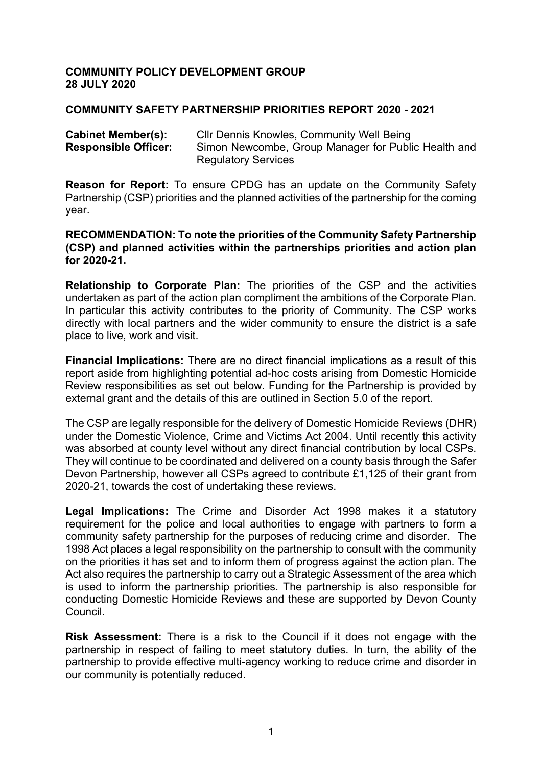**COMMUNITY POLICY DEVELOPMENT GROUP**
**28 JULY 2020**

**COMMUNITY SAFETY PARTNERSHIP PRIORITIES REPORT 2020 - 2021**

**Cabinet Member(s):** Cllr Dennis Knowles, Community Well Being
**Responsible Officer:** Simon Newcombe, Group Manager for Public Health and Regulatory Services

**Reason for Report:** To ensure CPDG has an update on the Community Safety Partnership (CSP) priorities and the planned activities of the partnership for the coming year.

**RECOMMENDATION: To note the priorities of the Community Safety Partnership (CSP) and planned activities within the partnerships priorities and action plan for 2020-21.**

**Relationship to Corporate Plan:** The priorities of the CSP and the activities undertaken as part of the action plan compliment the ambitions of the Corporate Plan. In particular this activity contributes to the priority of Community. The CSP works directly with local partners and the wider community to ensure the district is a safe place to live, work and visit.

**Financial Implications:** There are no direct financial implications as a result of this report aside from highlighting potential ad-hoc costs arising from Domestic Homicide Review responsibilities as set out below. Funding for the Partnership is provided by external grant and the details of this are outlined in Section 5.0 of the report.

The CSP are legally responsible for the delivery of Domestic Homicide Reviews (DHR) under the Domestic Violence, Crime and Victims Act 2004. Until recently this activity was absorbed at county level without any direct financial contribution by local CSPs. They will continue to be coordinated and delivered on a county basis through the Safer Devon Partnership, however all CSPs agreed to contribute £1,125 of their grant from 2020-21, towards the cost of undertaking these reviews.

**Legal Implications:** The Crime and Disorder Act 1998 makes it a statutory requirement for the police and local authorities to engage with partners to form a community safety partnership for the purposes of reducing crime and disorder. The 1998 Act places a legal responsibility on the partnership to consult with the community on the priorities it has set and to inform them of progress against the action plan. The Act also requires the partnership to carry out a Strategic Assessment of the area which is used to inform the partnership priorities. The partnership is also responsible for conducting Domestic Homicide Reviews and these are supported by Devon County Council.

**Risk Assessment:** There is a risk to the Council if it does not engage with the partnership in respect of failing to meet statutory duties. In turn, the ability of the partnership to provide effective multi-agency working to reduce crime and disorder in our community is potentially reduced.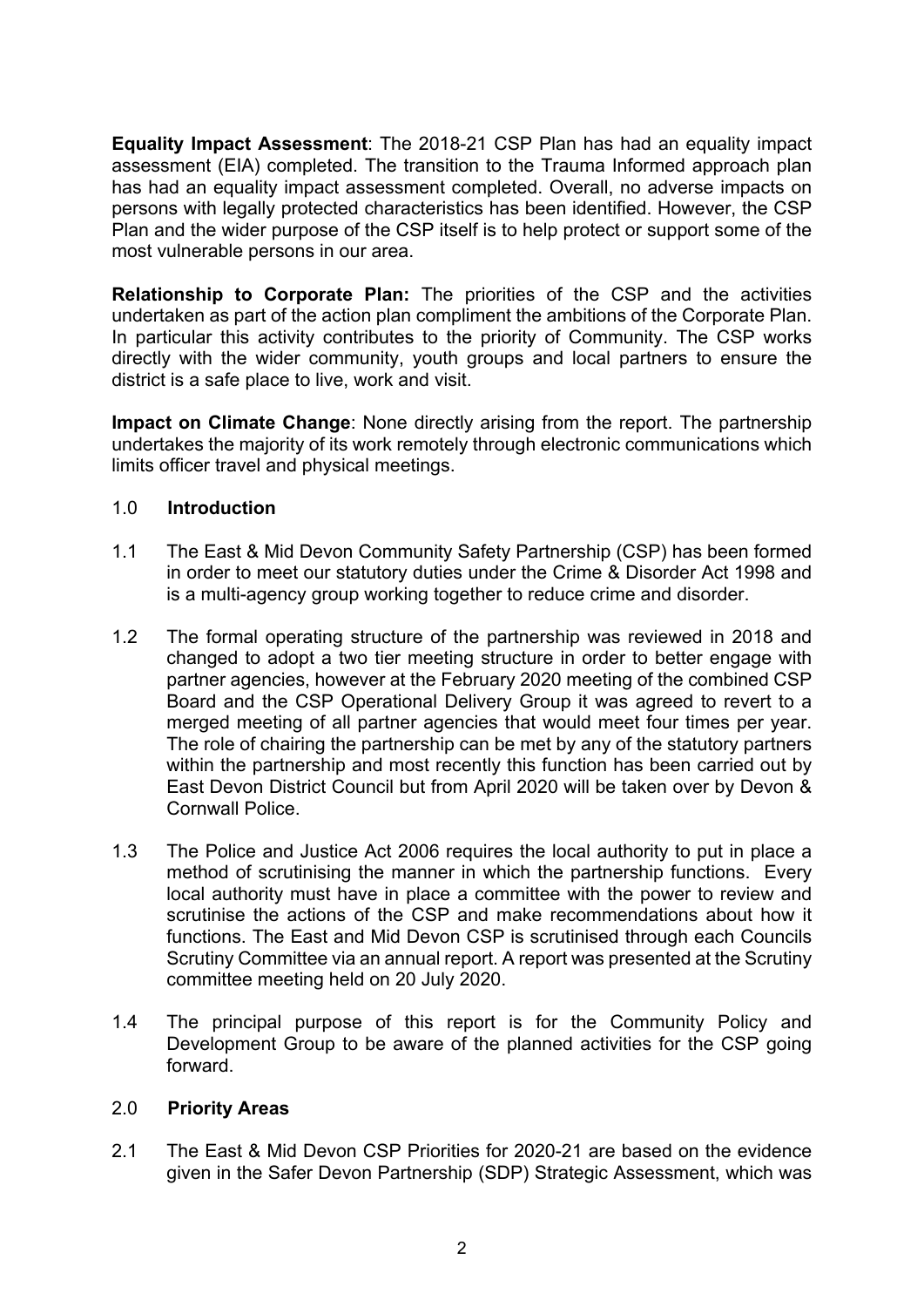**Equality Impact Assessment**: The 2018-21 CSP Plan has had an equality impact assessment (EIA) completed. The transition to the Trauma Informed approach plan has had an equality impact assessment completed. Overall, no adverse impacts on persons with legally protected characteristics has been identified. However, the CSP Plan and the wider purpose of the CSP itself is to help protect or support some of the most vulnerable persons in our area.

**Relationship to Corporate Plan:** The priorities of the CSP and the activities undertaken as part of the action plan compliment the ambitions of the Corporate Plan. In particular this activity contributes to the priority of Community. The CSP works directly with the wider community, youth groups and local partners to ensure the district is a safe place to live, work and visit.

**Impact on Climate Change**: None directly arising from the report. The partnership undertakes the majority of its work remotely through electronic communications which limits officer travel and physical meetings.

## 1.0 Introduction

1.1 The East & Mid Devon Community Safety Partnership (CSP) has been formed in order to meet our statutory duties under the Crime & Disorder Act 1998 and is a multi-agency group working together to reduce crime and disorder.

1.2 The formal operating structure of the partnership was reviewed in 2018 and changed to adopt a two tier meeting structure in order to better engage with partner agencies, however at the February 2020 meeting of the combined CSP Board and the CSP Operational Delivery Group it was agreed to revert to a merged meeting of all partner agencies that would meet four times per year. The role of chairing the partnership can be met by any of the statutory partners within the partnership and most recently this function has been carried out by East Devon District Council but from April 2020 will be taken over by Devon & Cornwall Police.

1.3 The Police and Justice Act 2006 requires the local authority to put in place a method of scrutinising the manner in which the partnership functions. Every local authority must have in place a committee with the power to review and scrutinise the actions of the CSP and make recommendations about how it functions. The East and Mid Devon CSP is scrutinised through each Councils Scrutiny Committee via an annual report. A report was presented at the Scrutiny committee meeting held on 20 July 2020.

1.4 The principal purpose of this report is for the Community Policy and Development Group to be aware of the planned activities for the CSP going forward.

## 2.0 Priority Areas

2.1 The East & Mid Devon CSP Priorities for 2020-21 are based on the evidence given in the Safer Devon Partnership (SDP) Strategic Assessment, which was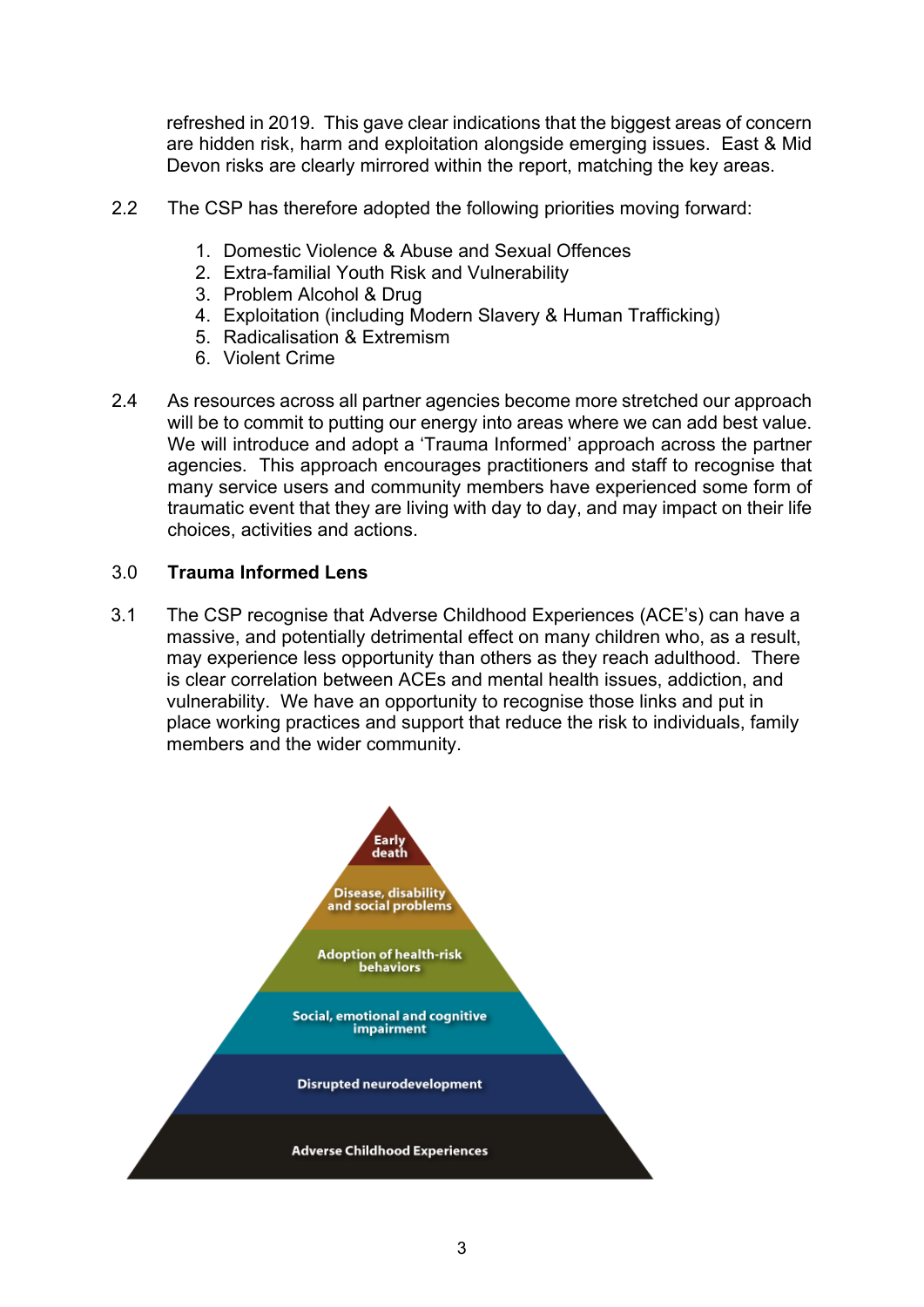refreshed in 2019. This gave clear indications that the biggest areas of concern are hidden risk, harm and exploitation alongside emerging issues. East & Mid Devon risks are clearly mirrored within the report, matching the key areas.

2.2 The CSP has therefore adopted the following priorities moving forward:

1. Domestic Violence & Abuse and Sexual Offences
2. Extra-familial Youth Risk and Vulnerability
3. Problem Alcohol & Drug
4. Exploitation (including Modern Slavery & Human Trafficking)
5. Radicalisation & Extremism
6. Violent Crime

2.4 As resources across all partner agencies become more stretched our approach will be to commit to putting our energy into areas where we can add best value. We will introduce and adopt a 'Trauma Informed' approach across the partner agencies. This approach encourages practitioners and staff to recognise that many service users and community members have experienced some form of traumatic event that they are living with day to day, and may impact on their life choices, activities and actions.

## 3.0 Trauma Informed Lens

3.1 The CSP recognise that Adverse Childhood Experiences (ACE's) can have a massive, and potentially detrimental effect on many children who, as a result, may experience less opportunity than others as they reach adulthood. There is clear correlation between ACEs and mental health issues, addiction, and vulnerability. We have an opportunity to recognise those links and put in place working practices and support that reduce the risk to individuals, family members and the wider community.

Early death

Disease, disability and social problems

Adoption of health-risk behaviors

Social, emotional and cognitive impairment

Disrupted neurodevelopment

Adverse Childhood Experiences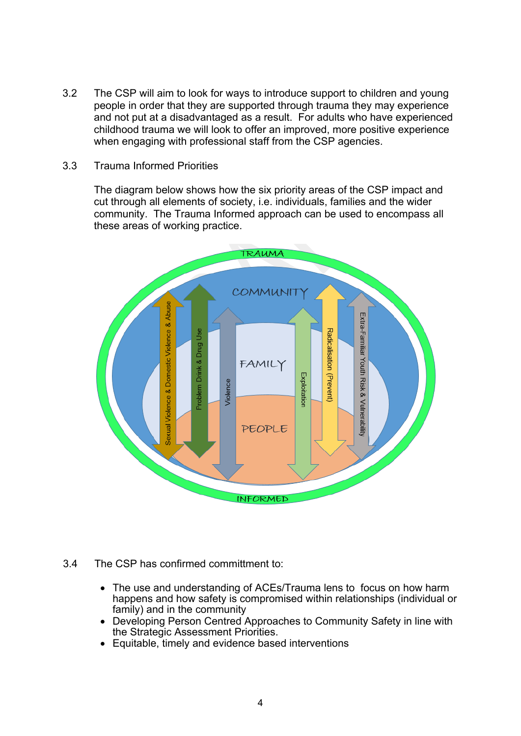3.2 The CSP will aim to look for ways to introduce support to children and young people in order that they are supported through trauma they may experience and not put at a disadvantaged as a result. For adults who have experienced childhood trauma we will look to offer an improved, more positive experience when engaging with professional staff from the CSP agencies.

3.3 Trauma Informed Priorities

The diagram below shows how the six priority areas of the CSP impact and cut through all elements of society, i.e. individuals, families and the wider community. The Trauma Informed approach can be used to encompass all these areas of working practice.

3.4 The CSP has confirmed committment to:

- The use and understanding of ACEs/Trauma lens to focus on how harm happens and how safety is compromised within relationships (individual or family) and in the community
- Developing Person Centred Approaches to Community Safety in line with the Strategic Assessment Priorities.
- Equitable, timely and evidence based interventions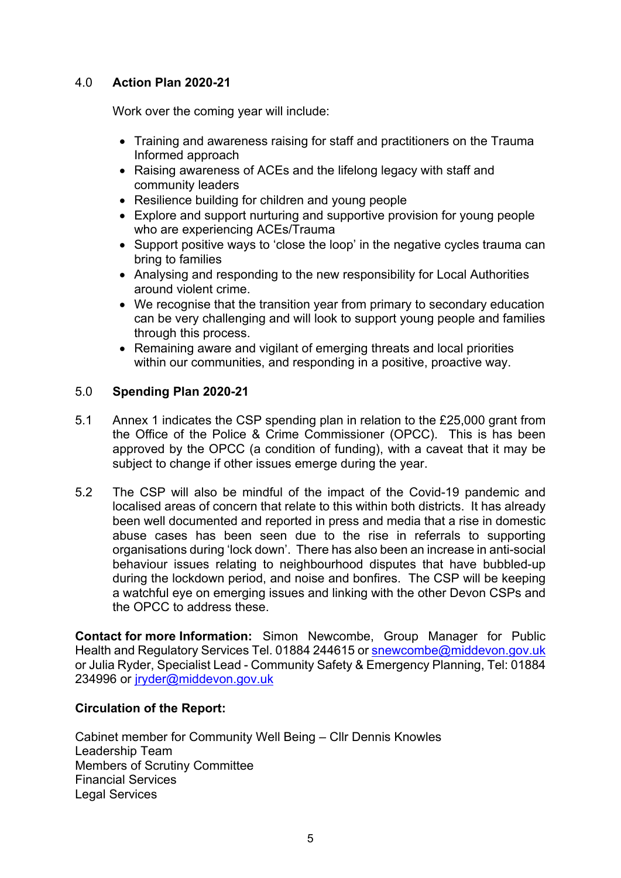## 4.0 Action Plan 2020-21

Work over the coming year will include:

- Training and awareness raising for staff and practitioners on the Trauma Informed approach
- Raising awareness of ACEs and the lifelong legacy with staff and community leaders
- Resilience building for children and young people
- Explore and support nurturing and supportive provision for young people who are experiencing ACEs/Trauma
- Support positive ways to 'close the loop' in the negative cycles trauma can bring to families
- Analysing and responding to the new responsibility for Local Authorities around violent crime.
- We recognise that the transition year from primary to secondary education can be very challenging and will look to support young people and families through this process.
- Remaining aware and vigilant of emerging threats and local priorities within our communities, and responding in a positive, proactive way.

## 5.0 Spending Plan 2020-21

5.1 Annex 1 indicates the CSP spending plan in relation to the £25,000 grant from the Office of the Police & Crime Commissioner (OPCC). This is has been approved by the OPCC (a condition of funding), with a caveat that it may be subject to change if other issues emerge during the year.

5.2 The CSP will also be mindful of the impact of the Covid-19 pandemic and localised areas of concern that relate to this within both districts. It has already been well documented and reported in press and media that a rise in domestic abuse cases has been seen due to the rise in referrals to supporting organisations during 'lock down'. There has also been an increase in anti-social behaviour issues relating to neighbourhood disputes that have bubbled-up during the lockdown period, and noise and bonfires. The CSP will be keeping a watchful eye on emerging issues and linking with the other Devon CSPs and the OPCC to address these.

**Contact for more Information:** Simon Newcombe, Group Manager for Public Health and Regulatory Services Tel. 01884 244615 or snewcombe@middevon.gov.uk or Julia Ryder, Specialist Lead - Community Safety & Emergency Planning, Tel: 01884 234996 or jryder@middevon.gov.uk

**Circulation of the Report:**

Cabinet member for Community Well Being – Cllr Dennis Knowles
Leadership Team
Members of Scrutiny Committee
Financial Services
Legal Services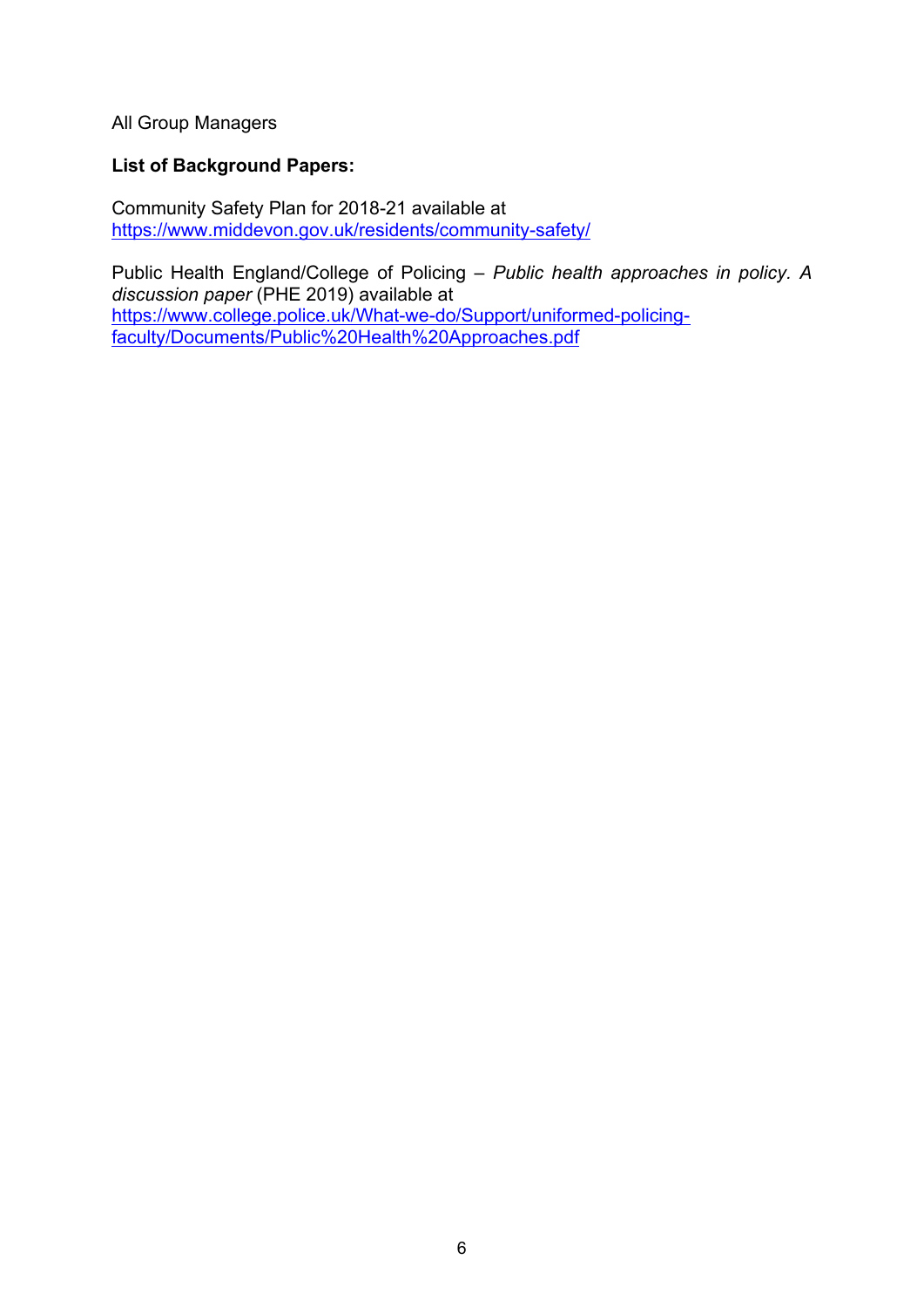All Group Managers

**List of Background Papers:**

Community Safety Plan for 2018-21 available at
https://www.middevon.gov.uk/residents/community-safety/

Public Health England/College of Policing – *Public health approaches in policy. A discussion paper* (PHE 2019) available at
https://www.college.police.uk/What-we-do/Support/uniformed-policing-faculty/Documents/Public%20Health%20Approaches.pdf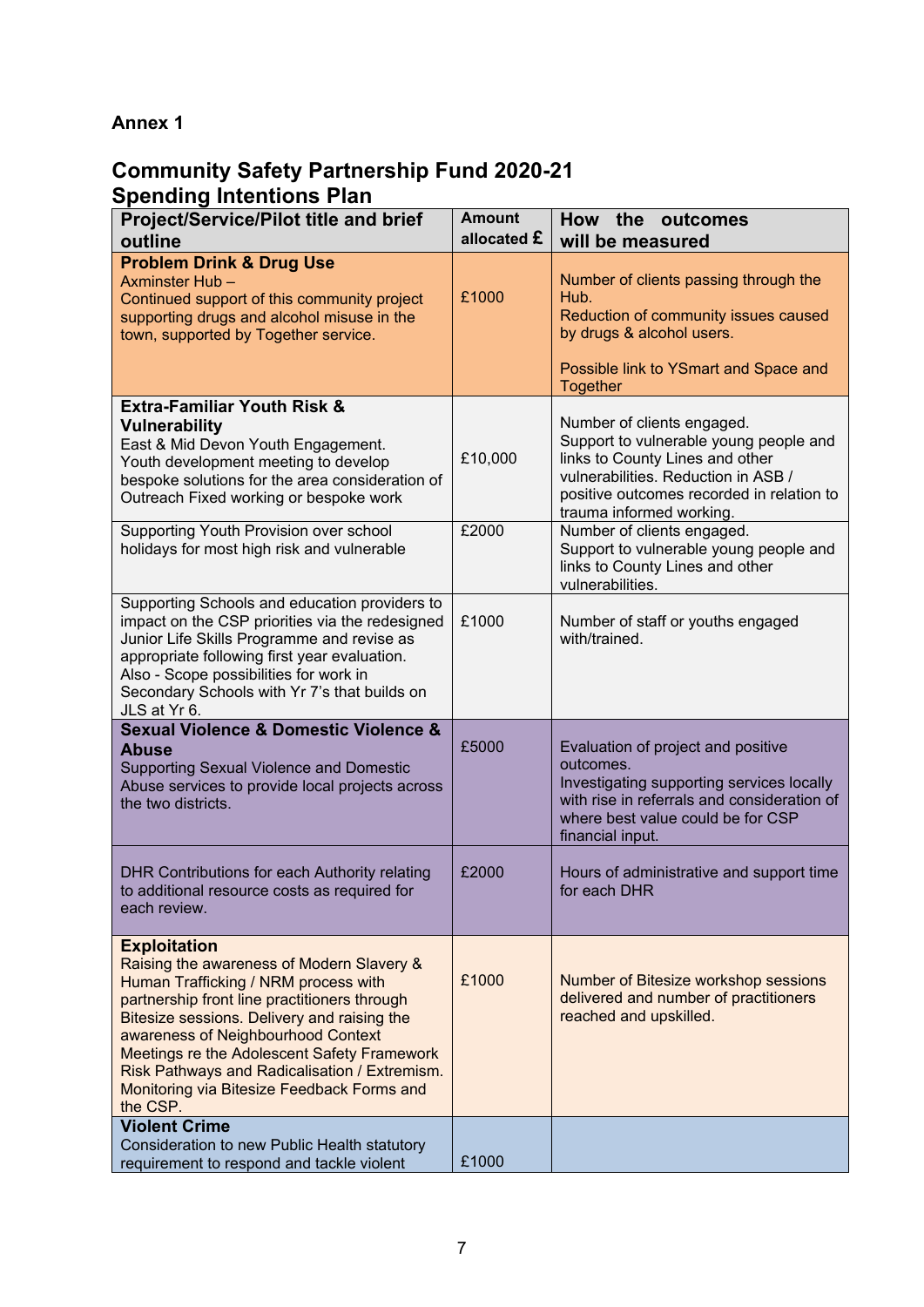**Annex 1**

## Community Safety Partnership Fund 2020-21
## Spending Intentions Plan

| Project/Service/Pilot title and brief outline | Amount allocated £ | How the outcomes will be measured |
|---|---|---|
| **Problem Drink & Drug Use**<br>Axminster Hub –<br>Continued support of this community project supporting drugs and alcohol misuse in the town, supported by Together service. | £1000 | Number of clients passing through the Hub.<br>Reduction of community issues caused by drugs & alcohol users.<br><br>Possible link to YSmart and Space and Together |
| **Extra-Familiar Youth Risk & Vulnerability**<br>East & Mid Devon Youth Engagement.<br>Youth development meeting to develop bespoke solutions for the area consideration of Outreach Fixed working or bespoke work | £10,000 | Number of clients engaged.<br>Support to vulnerable young people and links to County Lines and other vulnerabilities. Reduction in ASB / positive outcomes recorded in relation to trauma informed working. |
| Supporting Youth Provision over school holidays for most high risk and vulnerable | £2000 | Number of clients engaged.<br>Support to vulnerable young people and links to County Lines and other vulnerabilities. |
| Supporting Schools and education providers to impact on the CSP priorities via the redesigned Junior Life Skills Programme and revise as appropriate following first year evaluation.<br>Also - Scope possibilities for work in Secondary Schools with Yr 7's that builds on JLS at Yr 6. | £1000 | Number of staff or youths engaged with/trained. |
| **Sexual Violence & Domestic Violence & Abuse**<br>Supporting Sexual Violence and Domestic Abuse services to provide local projects across the two districts. | £5000 | Evaluation of project and positive outcomes.<br>Investigating supporting services locally with rise in referrals and consideration of where best value could be for CSP financial input. |
| DHR Contributions for each Authority relating to additional resource costs as required for each review. | £2000 | Hours of administrative and support time for each DHR |
| **Exploitation**<br>Raising the awareness of Modern Slavery & Human Trafficking / NRM process with partnership front line practitioners through Bitesize sessions. Delivery and raising the awareness of Neighbourhood Context Meetings re the Adolescent Safety Framework Risk Pathways and Radicalisation / Extremism. Monitoring via Bitesize Feedback Forms and the CSP. | £1000 | Number of Bitesize workshop sessions delivered and number of practitioners reached and upskilled. |
| **Violent Crime**<br>Consideration to new Public Health statutory requirement to respond and tackle violent | £1000 | |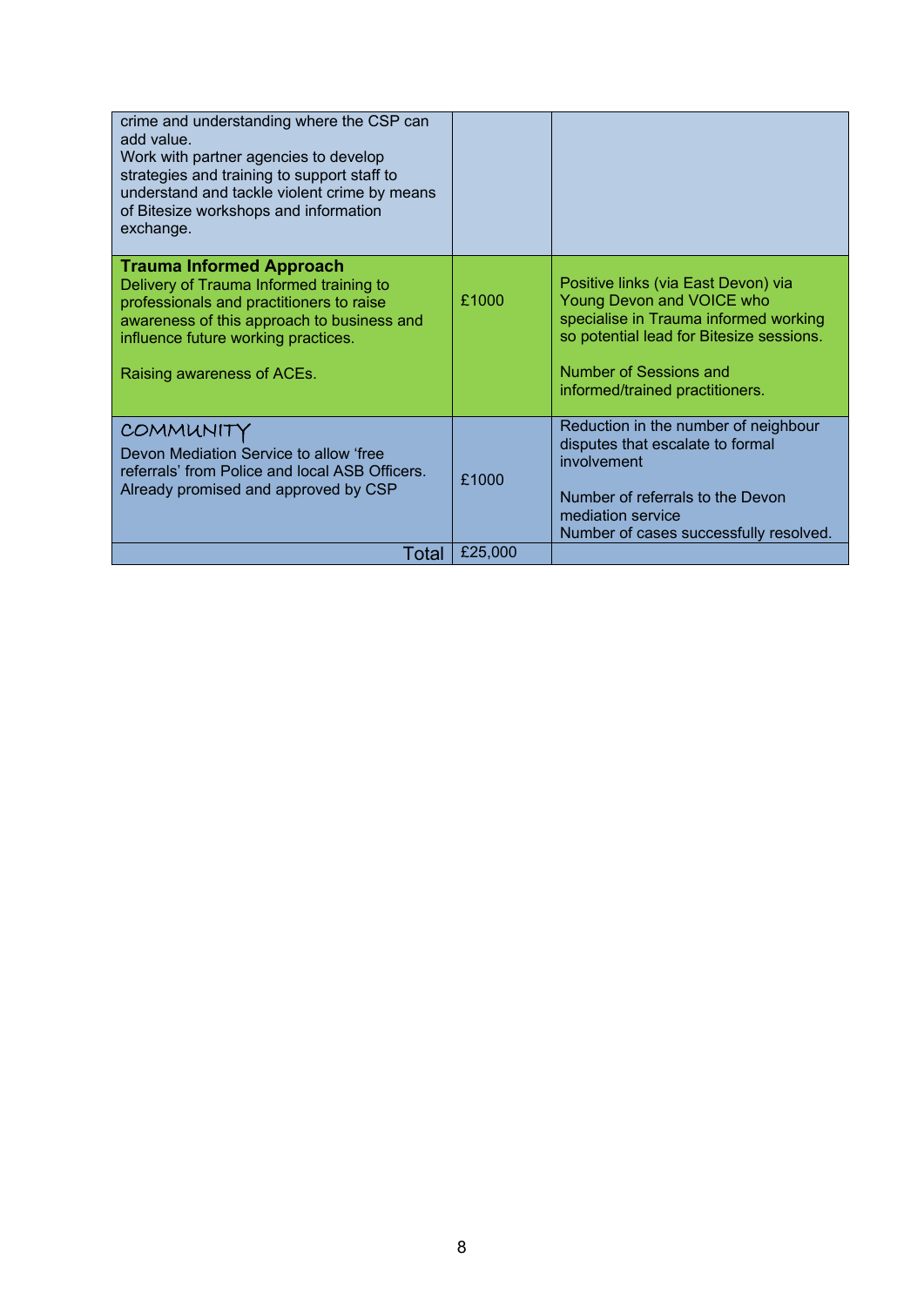| | | |
|---|---|---|
| crime and understanding where the CSP can add value.<br>Work with partner agencies to develop strategies and training to support staff to understand and tackle violent crime by means of Bitesize workshops and information exchange. | | |
| **Trauma Informed Approach**<br>Delivery of Trauma Informed training to professionals and practitioners to raise awareness of this approach to business and influence future working practices.<br><br>Raising awareness of ACEs. | £1000 | Positive links (via East Devon) via Young Devon and VOICE who specialise in Trauma informed working so potential lead for Bitesize sessions.<br><br>Number of Sessions and informed/trained practitioners. |
| COMMUNITY<br>Devon Mediation Service to allow 'free referrals' from Police and local ASB Officers. Already promised and approved by CSP | £1000 | Reduction in the number of neighbour disputes that escalate to formal involvement<br><br>Number of referrals to the Devon mediation service<br>Number of cases successfully resolved. |
| Total | £25,000 | |